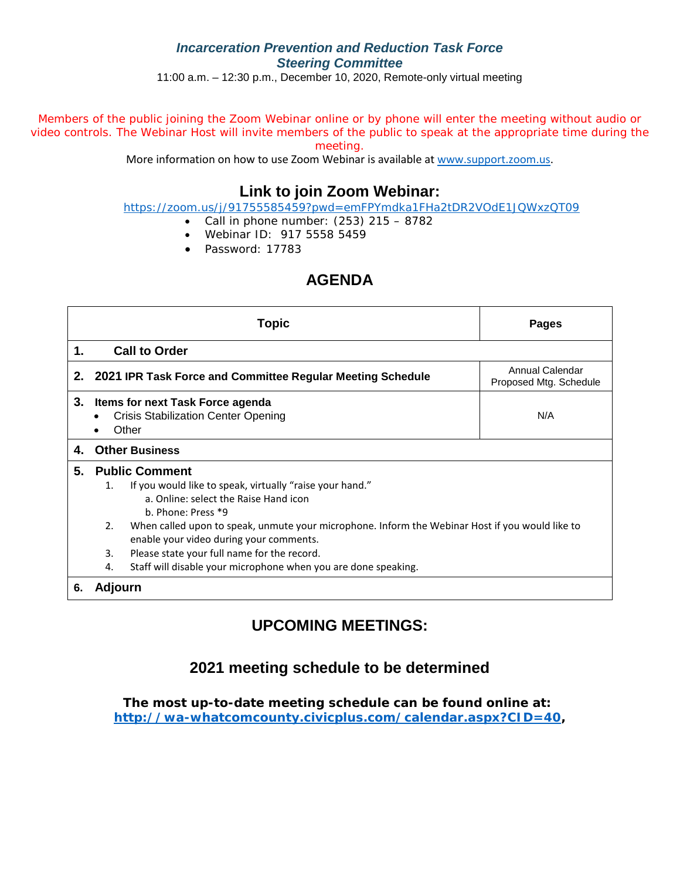### *Incarceration Prevention and Reduction Task Force*
### *Steering Committee*

11:00 a.m. – 12:30 p.m., December 10, 2020, Remote-only virtual meeting

Members of the public joining the Zoom Webinar online or by phone will enter the meeting without audio or video controls. The Webinar Host will invite members of the public to speak at the appropriate time during the meeting.

More information on how to use Zoom Webinar is available at www.support.zoom.us.

## Link to join Zoom Webinar:

https://zoom.us/j/91755585459?pwd=emFPYmdka1FHa2tDR2VOdE1JQWxzQT09

- Call in phone number: (253) 215 – 8782
- Webinar ID: 917 5558 5459
- Password: 17783

## AGENDA

| Topic | Pages |
|---|---|
| **1. Call to Order** | |
| **2. 2021 IPR Task Force and Committee Regular Meeting Schedule** | Annual Calendar Proposed Mtg. Schedule |
| **3. Items for next Task Force agenda**<br>• Crisis Stabilization Center Opening<br>• Other | N/A |
| **4. Other Business** | |
| **5. Public Comment**<br>1. If you would like to speak, virtually "raise your hand."<br>a. Online: select the Raise Hand icon<br>b. Phone: Press *9<br>2. When called upon to speak, unmute your microphone. Inform the Webinar Host if you would like to enable your video during your comments.<br>3. Please state your full name for the record.<br>4. Staff will disable your microphone when you are done speaking. | |
| **6. Adjourn** | |

## UPCOMING MEETINGS:

### 2021 meeting schedule to be determined

**The most up-to-date meeting schedule can be found online at:**
**http://wa-whatcomcounty.civicplus.com/calendar.aspx?CID=40,**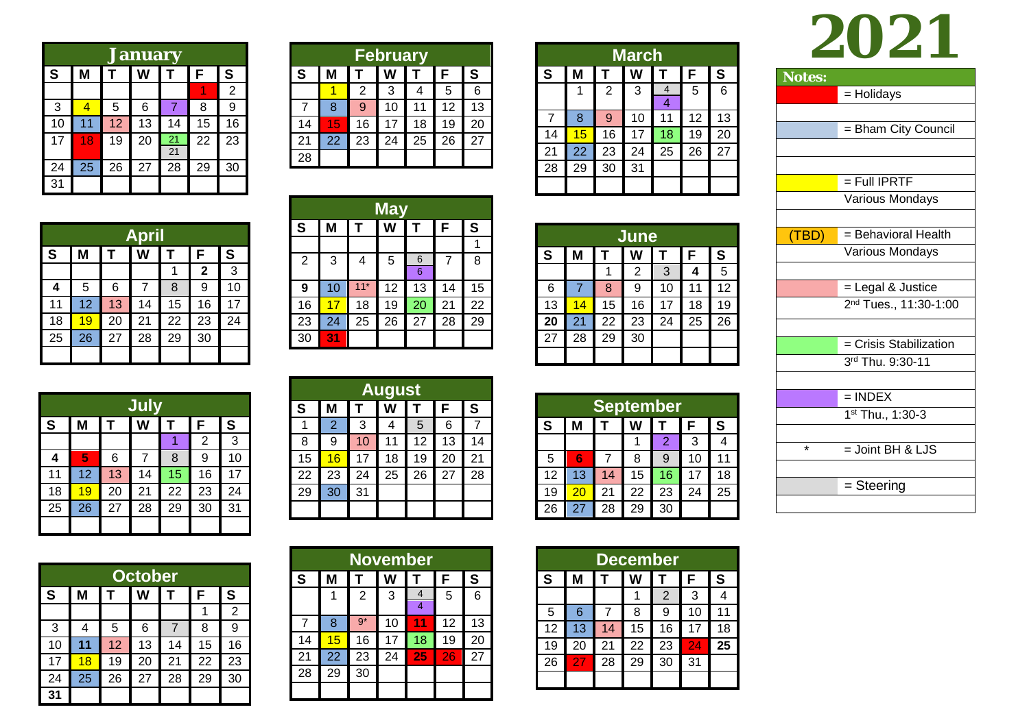# 2021

## January

| S | M | T | W | T | F | S |
|---|---|---|---|---|---|---|
| | | | | | 1 | 2 |
| 3 | 4 | 5 | 6 | 7 | 8 | 9 |
| 10 | 11 | 12 | 13 | 14 | 15 | 16 |
| 17 | 18 | 19 | 20 | 21 21 | 22 | 23 |
| 24 | 25 | 26 | 27 | 28 | 29 | 30 |
| 31 | | | | | | |

## February

| S | M | T | W | T | F | S |
|---|---|---|---|---|---|---|
| | 1 | 2 | 3 | 4 | 5 | 6 |
| 7 | 8 | 9 | 10 | 11 | 12 | 13 |
| 14 | 15 | 16 | 17 | 18 | 19 | 20 |
| 21 | 22 | 23 | 24 | 25 | 26 | 27 |
| 28 | | | | | | |

## March

| S | M | T | W | T | F | S |
|---|---|---|---|---|---|---|
| | 1 | 2 | 3 | 4 4 | 5 | 6 |
| 7 | 8 | 9 | 10 | 11 | 12 | 13 |
| 14 | 15 | 16 | 17 | 18 | 19 | 20 |
| 21 | 22 | 23 | 24 | 25 | 26 | 27 |
| 28 | 29 | 30 | 31 | | | |

## April

| S | M | T | W | T | F | S |
|---|---|---|---|---|---|---|
| | | | | 1 | **2** | 3 |
| **4** | 5 | 6 | 7 | 8 | 9 | 10 |
| 11 | 12 | 13 | 14 | 15 | 16 | 17 |
| 18 | 19 | 20 | 21 | 22 | 23 | 24 |
| 25 | 26 | 27 | 28 | 29 | 30 | |

## May

| S | M | T | W | T | F | S |
|---|---|---|---|---|---|---|
| | | | | | | 1 |
| 2 | 3 | 4 | 5 | 6 6 | 7 | 8 |
| **9** | 10 | 11* | 12 | 13 | 14 | 15 |
| 16 | 17 | 18 | 19 | 20 | 21 | 22 |
| 23 | 24 | 25 | 26 | 27 | 28 | 29 |
| 30 | **31** | | | | | |

## June

| S | M | T | W | T | F | S |
|---|---|---|---|---|---|---|
| | | 1 | 2 | 3 | **4** | 5 |
| 6 | 7 | 8 | 9 | 10 | 11 | 12 |
| 13 | 14 | 15 | 16 | 17 | 18 | 19 |
| **20** | 21 | 22 | 23 | 24 | 25 | 26 |
| 27 | 28 | 29 | 30 | | | |

## July

| S | M | T | W | T | F | S |
|---|---|---|---|---|---|---|
| | | | | 1 | 2 | 3 |
| **4** | **5** | 6 | 7 | 8 | 9 | 10 |
| 11 | 12 | 13 | 14 | 15 | 16 | 17 |
| 18 | 19 | 20 | 21 | 22 | 23 | 24 |
| 25 | 26 | 27 | 28 | 29 | 30 | 31 |

## August

| S | M | T | W | T | F | S |
|---|---|---|---|---|---|---|
| 1 | 2 | 3 | 4 | 5 | 6 | 7 |
| 8 | 9 | 10 | 11 | 12 | 13 | 14 |
| 15 | 16 | 17 | 18 | 19 | 20 | 21 |
| 22 | 23 | 24 | 25 | 26 | 27 | 28 |
| 29 | 30 | 31 | | | | |

## September

| S | M | T | W | T | F | S |
|---|---|---|---|---|---|---|
| | | | 1 | 2 | 3 | 4 |
| 5 | **6** | 7 | 8 | 9 | 10 | 11 |
| 12 | 13 | 14 | 15 | 16 | 17 | 18 |
| 19 | 20 | 21 | 22 | 23 | 24 | 25 |
| 26 | 27 | 28 | 29 | 30 | | |

## October

| S | M | T | W | T | F | S |
|---|---|---|---|---|---|---|
| | | | | | 1 | 2 |
| 3 | 4 | 5 | 6 | 7 | 8 | 9 |
| 10 | **11** | 12 | 13 | 14 | 15 | 16 |
| 17 | 18 | 19 | 20 | 21 | 22 | 23 |
| 24 | 25 | 26 | 27 | 28 | 29 | 30 |
| **31** | | | | | | |

## November

| S | M | T | W | T | F | S |
|---|---|---|---|---|---|---|
| | 1 | 2 | 3 | 4 4 | 5 | 6 |
| 7 | 8 | 9* | 10 | **11** | 12 | 13 |
| 14 | 15 | 16 | 17 | 18 | 19 | 20 |
| 21 | 22 | 23 | 24 | **25** | **26** | 27 |
| 28 | 29 | 30 | | | | |

## December

| S | M | T | W | T | F | S |
|---|---|---|---|---|---|---|
| | | | 1 | 2 | 3 | 4 |
| 5 | 6 | 7 | 8 | 9 | 10 | 11 |
| 12 | 13 | 14 | 15 | 16 | 17 | 18 |
| 19 | 20 | 21 | 22 | 23 | **24** | **25** |
| 26 | **27** | 28 | 29 | 30 | 31 | |

## Notes:

| Color | Meaning |
|---|---|
| (red) | = Holidays |
| (blue) | = Bham City Council |
| (yellow) | = Full IPRTF<br>Various Mondays |
| (TBD) | = Behavioral Health<br>Various Mondays |
| (pink) | = Legal & Justice<br>2nd Tues., 11:30-1:00 |
| (green) | = Crisis Stabilization<br>3rd Thu. 9:30-11 |
| (purple) | = INDEX<br>1st Thu., 1:30-3 |
| * | = Joint BH & LJS |
| (gray) | = Steering |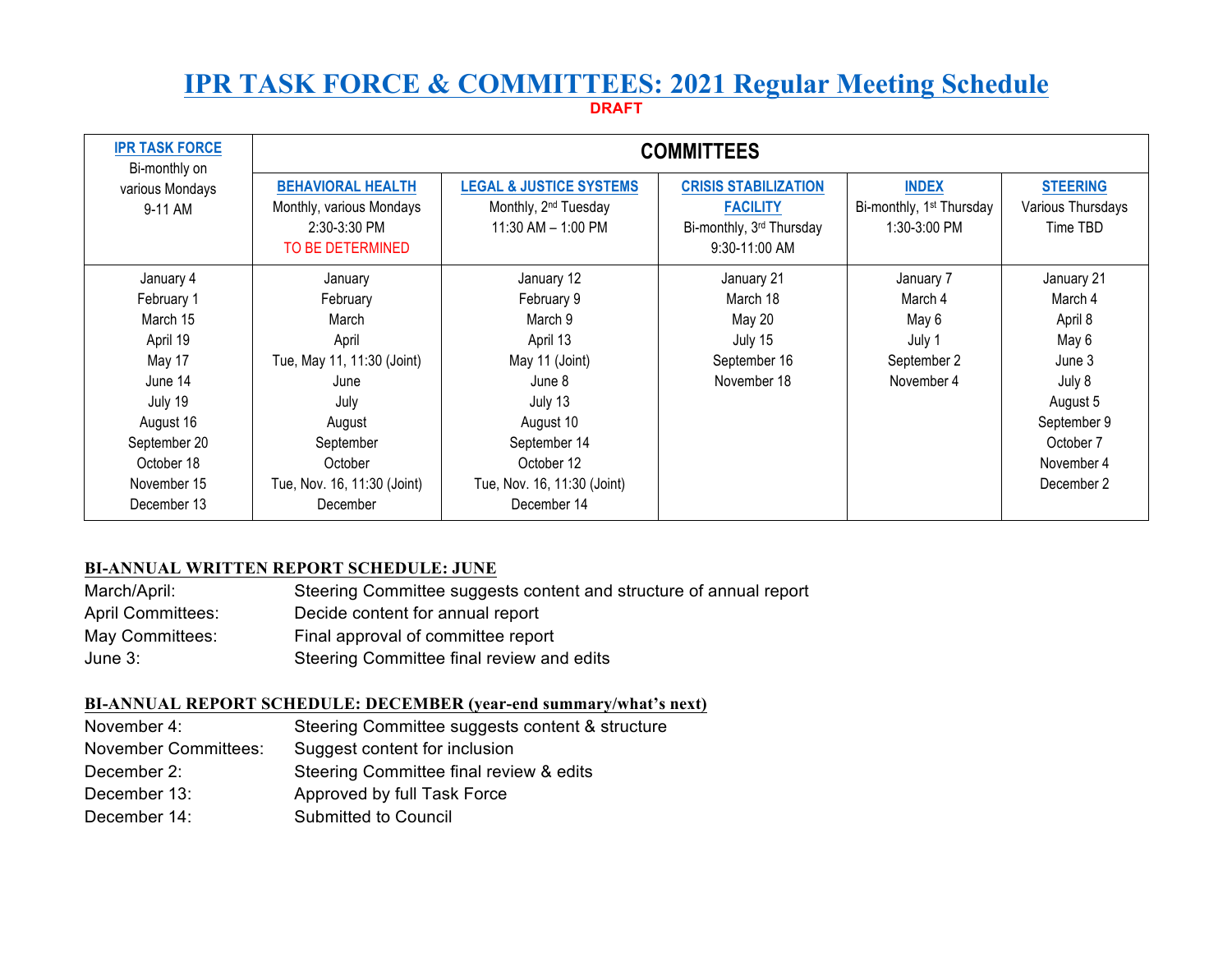# IPR TASK FORCE & COMMITTEES: 2021 Regular Meeting Schedule

**DRAFT**

| IPR TASK FORCE<br>Bi-monthly on various Mondays<br>9-11 AM | COMMITTEES | | | | |
|---|---|---|---|---|---|
| | **BEHAVIORAL HEALTH**<br>Monthly, various Mondays<br>2:30-3:30 PM<br>TO BE DETERMINED | **LEGAL & JUSTICE SYSTEMS**<br>Monthly, 2nd Tuesday<br>11:30 AM – 1:00 PM | **CRISIS STABILIZATION FACILITY**<br>Bi-monthly, 3rd Thursday<br>9:30-11:00 AM | **INDEX**<br>Bi-monthly, 1st Thursday<br>1:30-3:00 PM | **STEERING**<br>Various Thursdays<br>Time TBD |
| January 4 | January | January 12 | January 21 | January 7 | January 21 |
| February 1 | February | February 9 | March 18 | March 4 | March 4 |
| March 15 | March | March 9 | May 20 | May 6 | April 8 |
| April 19 | April | April 13 | July 15 | July 1 | May 6 |
| May 17 | Tue, May 11, 11:30 (Joint) | May 11 (Joint) | September 16 | September 2 | June 3 |
| June 14 | June | June 8 | November 18 | November 4 | July 8 |
| July 19 | July | July 13 | | | August 5 |
| August 16 | August | August 10 | | | September 9 |
| September 20 | September | September 14 | | | October 7 |
| October 18 | October | October 12 | | | November 4 |
| November 15 | Tue, Nov. 16, 11:30 (Joint) | Tue, Nov. 16, 11:30 (Joint) | | | December 2 |
| December 13 | December | December 14 | | | |

**BI-ANNUAL WRITTEN REPORT SCHEDULE: JUNE**

| | |
|---|---|
| March/April: | Steering Committee suggests content and structure of annual report |
| April Committees: | Decide content for annual report |
| May Committees: | Final approval of committee report |
| June 3: | Steering Committee final review and edits |

**BI-ANNUAL REPORT SCHEDULE: DECEMBER (year-end summary/what's next)**

| | |
|---|---|
| November 4: | Steering Committee suggests content & structure |
| November Committees: | Suggest content for inclusion |
| December 2: | Steering Committee final review & edits |
| December 13: | Approved by full Task Force |
| December 14: | Submitted to Council |